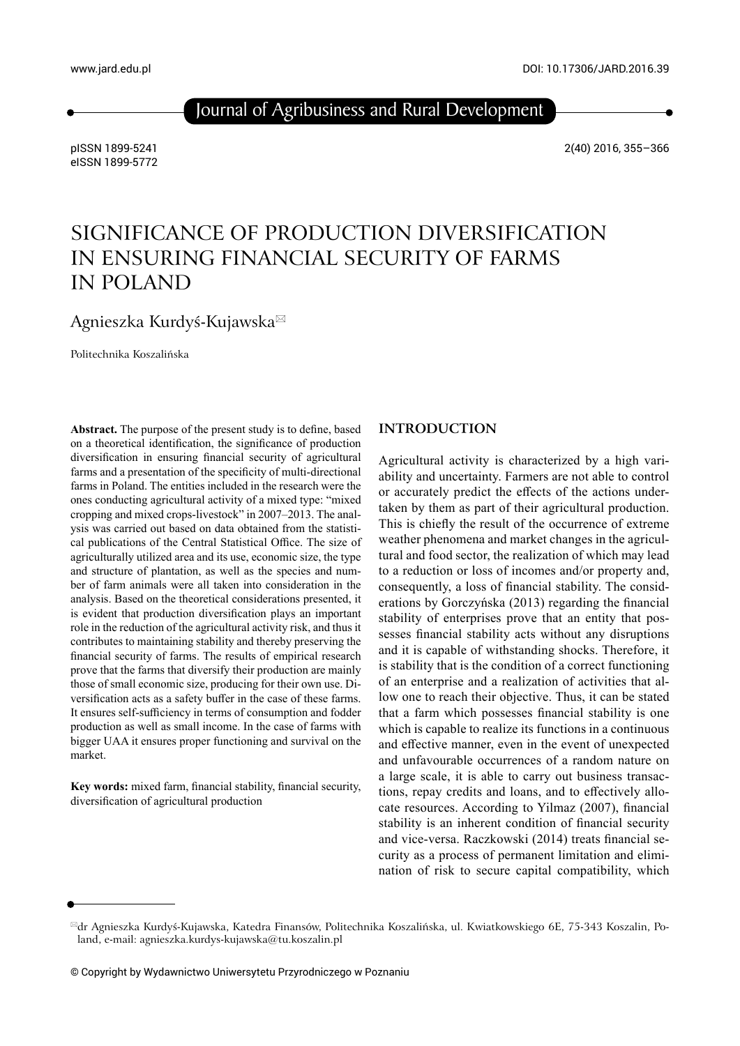# SIGNIFICANCE OF PRODUCTION DIVERSIFICATION IN ENSURING FINANCIAL SECURITY OF FARMS IN POLAND

Agnieszka Kurdyś-Kujawska[✉]

Politechnika Koszalińska

**Abstract.** The purpose of the present study is to define, based on a theoretical identification, the significance of production diversification in ensuring financial security of agricultural farms and a presentation of the specificity of multi-directional farms in Poland. The entities included in the research were the ones conducting agricultural activity of a mixed type: "mixed cropping and mixed crops-livestock" in 2007–2013. The analysis was carried out based on data obtained from the statistical publications of the Central Statistical Office. The size of agriculturally utilized area and its use, economic size, the type and structure of plantation, as well as the species and number of farm animals were all taken into consideration in the analysis. Based on the theoretical considerations presented, it is evident that production diversification plays an important role in the reduction of the agricultural activity risk, and thus it contributes to maintaining stability and thereby preserving the financial security of farms. The results of empirical research prove that the farms that diversify their production are mainly those of small economic size, producing for their own use. Diversification acts as a safety buffer in the case of these farms. It ensures self-sufficiency in terms of consumption and fodder production as well as small income. In the case of farms with bigger UAA it ensures proper functioning and survival on the market.

**Key words:** mixed farm, financial stability, financial security, diversification of agricultural production

## INTRODUCTION

Agricultural activity is characterized by a high variability and uncertainty. Farmers are not able to control or accurately predict the effects of the actions undertaken by them as part of their agricultural production. This is chiefly the result of the occurrence of extreme weather phenomena and market changes in the agricultural and food sector, the realization of which may lead to a reduction or loss of incomes and/or property and, consequently, a loss of financial stability. The considerations by Gorczyńska (2013) regarding the financial stability of enterprises prove that an entity that possesses financial stability acts without any disruptions and it is capable of withstanding shocks. Therefore, it is stability that is the condition of a correct functioning of an enterprise and a realization of activities that allow one to reach their objective. Thus, it can be stated that a farm which possesses financial stability is one which is capable to realize its functions in a continuous and effective manner, even in the event of unexpected and unfavourable occurrences of a random nature on a large scale, it is able to carry out business transactions, repay credits and loans, and to effectively allocate resources. According to Yilmaz (2007), financial stability is an inherent condition of financial security and vice-versa. Raczkowski (2014) treats financial security as a process of permanent limitation and elimination of risk to secure capital compatibility, which

[✉]dr Agnieszka Kurdyś-Kujawska, Katedra Finansów, Politechnika Koszalińska, ul. Kwiatkowskiego 6E, 75-343 Koszalin, Poland, e-mail: agnieszka.kurdys-kujawska@tu.koszalin.pl

© Copyright by Wydawnictwo Uniwersytetu Przyrodniczego w Poznaniu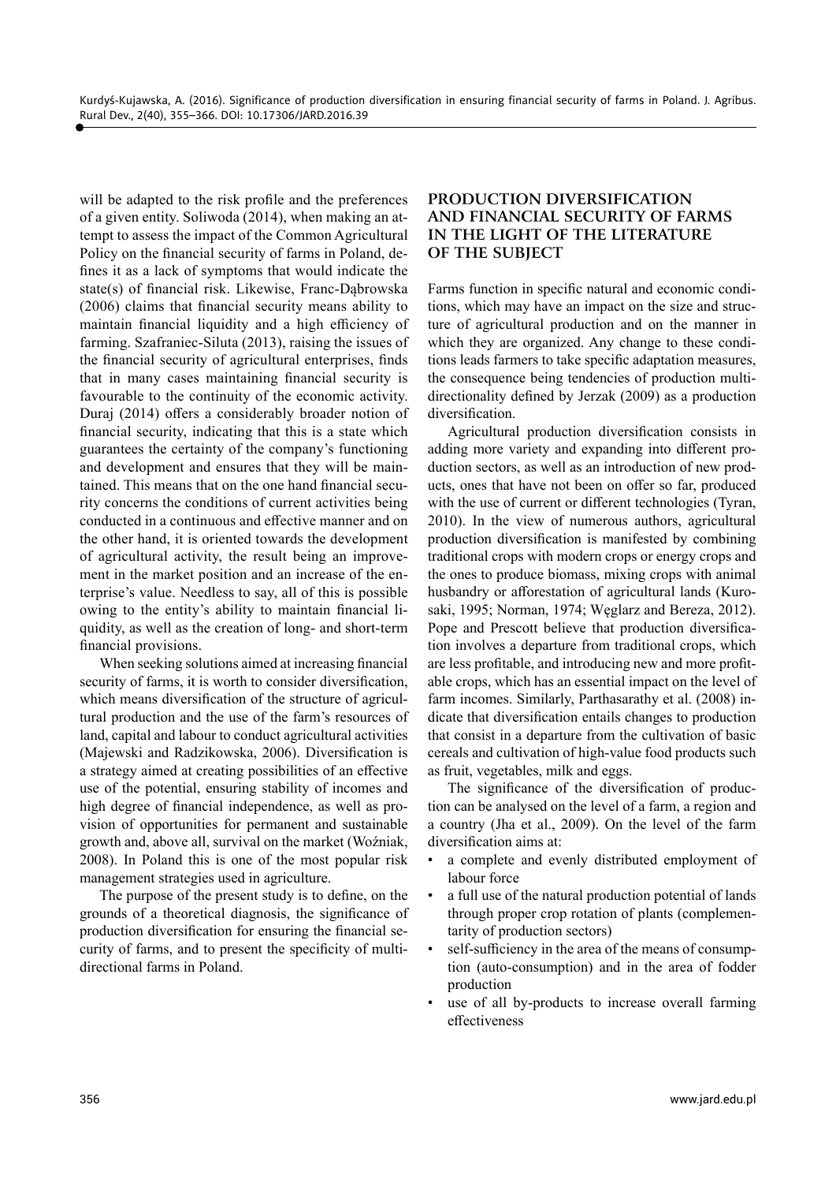will be adapted to the risk profile and the preferences of a given entity. Soliwoda (2014), when making an attempt to assess the impact of the Common Agricultural Policy on the financial security of farms in Poland, defines it as a lack of symptoms that would indicate the state(s) of financial risk. Likewise, Franc-Dąbrowska (2006) claims that financial security means ability to maintain financial liquidity and a high efficiency of farming. Szafraniec-Siluta (2013), raising the issues of the financial security of agricultural enterprises, finds that in many cases maintaining financial security is favourable to the continuity of the economic activity. Duraj (2014) offers a considerably broader notion of financial security, indicating that this is a state which guarantees the certainty of the company's functioning and development and ensures that they will be maintained. This means that on the one hand financial security concerns the conditions of current activities being conducted in a continuous and effective manner and on the other hand, it is oriented towards the development of agricultural activity, the result being an improvement in the market position and an increase of the enterprise's value. Needless to say, all of this is possible owing to the entity's ability to maintain financial liquidity, as well as the creation of long- and short-term financial provisions.

When seeking solutions aimed at increasing financial security of farms, it is worth to consider diversification, which means diversification of the structure of agricultural production and the use of the farm's resources of land, capital and labour to conduct agricultural activities (Majewski and Radzikowska, 2006). Diversification is a strategy aimed at creating possibilities of an effective use of the potential, ensuring stability of incomes and high degree of financial independence, as well as provision of opportunities for permanent and sustainable growth and, above all, survival on the market (Woźniak, 2008). In Poland this is one of the most popular risk management strategies used in agriculture.

The purpose of the present study is to define, on the grounds of a theoretical diagnosis, the significance of production diversification for ensuring the financial security of farms, and to present the specificity of multidirectional farms in Poland.

## PRODUCTION DIVERSIFICATION AND FINANCIAL SECURITY OF FARMS IN THE LIGHT OF THE LITERATURE OF THE SUBJECT

Farms function in specific natural and economic conditions, which may have an impact on the size and structure of agricultural production and on the manner in which they are organized. Any change to these conditions leads farmers to take specific adaptation measures, the consequence being tendencies of production multidirectionality defined by Jerzak (2009) as a production diversification.

Agricultural production diversification consists in adding more variety and expanding into different production sectors, as well as an introduction of new products, ones that have not been on offer so far, produced with the use of current or different technologies (Tyran, 2010). In the view of numerous authors, agricultural production diversification is manifested by combining traditional crops with modern crops or energy crops and the ones to produce biomass, mixing crops with animal husbandry or afforestation of agricultural lands (Kurosaki, 1995; Norman, 1974; Węglarz and Bereza, 2012). Pope and Prescott believe that production diversification involves a departure from traditional crops, which are less profitable, and introducing new and more profitable crops, which has an essential impact on the level of farm incomes. Similarly, Parthasarathy et al. (2008) indicate that diversification entails changes to production that consist in a departure from the cultivation of basic cereals and cultivation of high-value food products such as fruit, vegetables, milk and eggs.

The significance of the diversification of production can be analysed on the level of a farm, a region and a country (Jha et al., 2009). On the level of the farm diversification aims at:

- a complete and evenly distributed employment of labour force
- a full use of the natural production potential of lands through proper crop rotation of plants (complementarity of production sectors)
- self-sufficiency in the area of the means of consumption (auto-consumption) and in the area of fodder production
- use of all by-products to increase overall farming effectiveness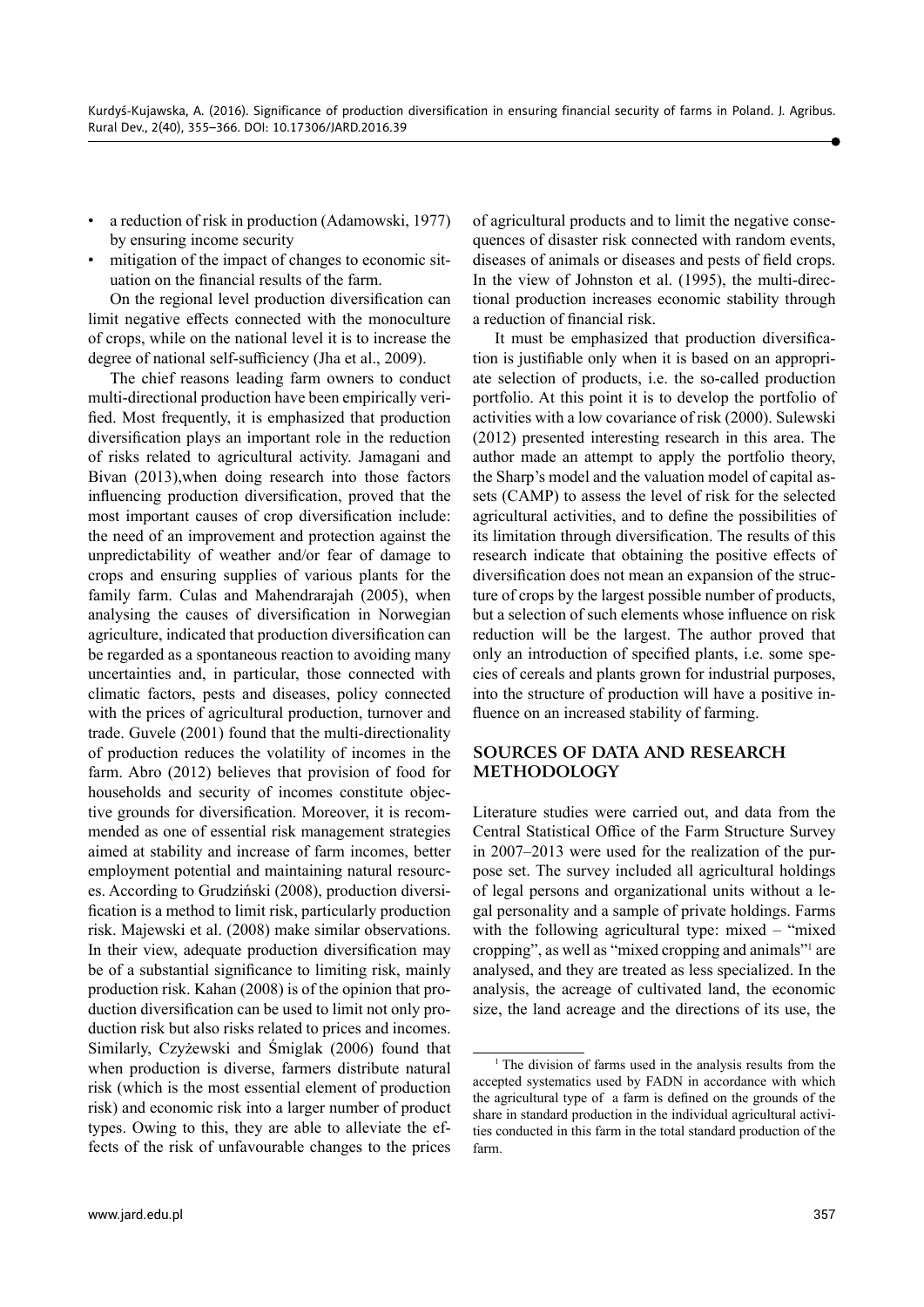- a reduction of risk in production (Adamowski, 1977) by ensuring income security
- mitigation of the impact of changes to economic situation on the financial results of the farm.

On the regional level production diversification can limit negative effects connected with the monoculture of crops, while on the national level it is to increase the degree of national self-sufficiency (Jha et al., 2009).

The chief reasons leading farm owners to conduct multi-directional production have been empirically verified. Most frequently, it is emphasized that production diversification plays an important role in the reduction of risks related to agricultural activity. Jamagani and Bivan (2013),when doing research into those factors influencing production diversification, proved that the most important causes of crop diversification include: the need of an improvement and protection against the unpredictability of weather and/or fear of damage to crops and ensuring supplies of various plants for the family farm. Culas and Mahendrarajah (2005), when analysing the causes of diversification in Norwegian agriculture, indicated that production diversification can be regarded as a spontaneous reaction to avoiding many uncertainties and, in particular, those connected with climatic factors, pests and diseases, policy connected with the prices of agricultural production, turnover and trade. Guvele (2001) found that the multi-directionality of production reduces the volatility of incomes in the farm. Abro (2012) believes that provision of food for households and security of incomes constitute objective grounds for diversification. Moreover, it is recommended as one of essential risk management strategies aimed at stability and increase of farm incomes, better employment potential and maintaining natural resources. According to Grudziński (2008), production diversification is a method to limit risk, particularly production risk. Majewski et al. (2008) make similar observations. In their view, adequate production diversification may be of a substantial significance to limiting risk, mainly production risk. Kahan (2008) is of the opinion that production diversification can be used to limit not only production risk but also risks related to prices and incomes. Similarly, Czyżewski and Śmiglak (2006) found that when production is diverse, farmers distribute natural risk (which is the most essential element of production risk) and economic risk into a larger number of product types. Owing to this, they are able to alleviate the effects of the risk of unfavourable changes to the prices of agricultural products and to limit the negative consequences of disaster risk connected with random events, diseases of animals or diseases and pests of field crops. In the view of Johnston et al. (1995), the multi-directional production increases economic stability through a reduction of financial risk.

It must be emphasized that production diversification is justifiable only when it is based on an appropriate selection of products, i.e. the so-called production portfolio. At this point it is to develop the portfolio of activities with a low covariance of risk (2000). Sulewski (2012) presented interesting research in this area. The author made an attempt to apply the portfolio theory, the Sharp's model and the valuation model of capital assets (CAMP) to assess the level of risk for the selected agricultural activities, and to define the possibilities of its limitation through diversification. The results of this research indicate that obtaining the positive effects of diversification does not mean an expansion of the structure of crops by the largest possible number of products, but a selection of such elements whose influence on risk reduction will be the largest. The author proved that only an introduction of specified plants, i.e. some species of cereals and plants grown for industrial purposes, into the structure of production will have a positive influence on an increased stability of farming.

## SOURCES OF DATA AND RESEARCH METHODOLOGY

Literature studies were carried out, and data from the Central Statistical Office of the Farm Structure Survey in 2007–2013 were used for the realization of the purpose set. The survey included all agricultural holdings of legal persons and organizational units without a legal personality and a sample of private holdings. Farms with the following agricultural type: mixed – "mixed cropping", as well as "mixed cropping and animals"[1] are analysed, and they are treated as less specialized. In the analysis, the acreage of cultivated land, the economic size, the land acreage and the directions of its use, the

[1] The division of farms used in the analysis results from the accepted systematics used by FADN in accordance with which the agricultural type of a farm is defined on the grounds of the share in standard production in the individual agricultural activities conducted in this farm in the total standard production of the farm.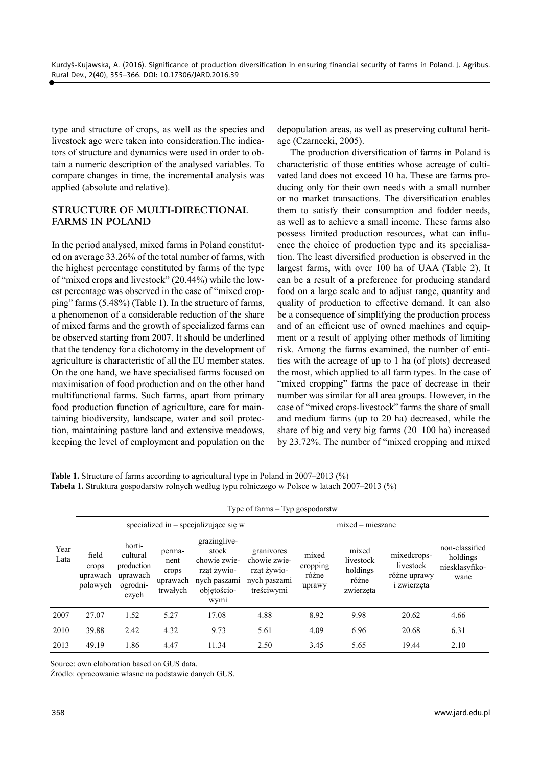type and structure of crops, as well as the species and livestock age were taken into consideration.The indicators of structure and dynamics were used in order to obtain a numeric description of the analysed variables. To compare changes in time, the incremental analysis was applied (absolute and relative).

## STRUCTURE OF MULTI-DIRECTIONAL FARMS IN POLAND

In the period analysed, mixed farms in Poland constituted on average 33.26% of the total number of farms, with the highest percentage constituted by farms of the type of "mixed crops and livestock" (20.44%) while the lowest percentage was observed in the case of "mixed cropping" farms (5.48%) (Table 1). In the structure of farms, a phenomenon of a considerable reduction of the share of mixed farms and the growth of specialized farms can be observed starting from 2007. It should be underlined that the tendency for a dichotomy in the development of agriculture is characteristic of all the EU member states. On the one hand, we have specialised farms focused on maximisation of food production and on the other hand multifunctional farms. Such farms, apart from primary food production function of agriculture, care for maintaining biodiversity, landscape, water and soil protection, maintaining pasture land and extensive meadows, keeping the level of employment and population on the depopulation areas, as well as preserving cultural heritage (Czarnecki, 2005).

The production diversification of farms in Poland is characteristic of those entities whose acreage of cultivated land does not exceed 10 ha. These are farms producing only for their own needs with a small number or no market transactions. The diversification enables them to satisfy their consumption and fodder needs, as well as to achieve a small income. These farms also possess limited production resources, what can influence the choice of production type and its specialisation. The least diversified production is observed in the largest farms, with over 100 ha of UAA (Table 2). It can be a result of a preference for producing standard food on a large scale and to adjust range, quantity and quality of production to effective demand. It can also be a consequence of simplifying the production process and of an efficient use of owned machines and equipment or a result of applying other methods of limiting risk. Among the farms examined, the number of entities with the acreage of up to 1 ha (of plots) decreased the most, which applied to all farm types. In the case of "mixed cropping" farms the pace of decrease in their number was similar for all area groups. However, in the case of "mixed crops-livestock" farms the share of small and medium farms (up to 20 ha) decreased, while the share of big and very big farms (20–100 ha) increased by 23.72%. The number of "mixed cropping and mixed

**Table 1.** Structure of farms according to agricultural type in Poland in 2007–2013 (%)
**Tabela 1.** Struktura gospodarstw rolnych według typu rolniczego w Polsce w latach 2007–2013 (%)

| Year Lata | Type of farms – Typ gospodarstw | | | | | | | | |
|---|---|---|---|---|---|---|---|---|---|
| | specialized in – specjalizujące się w | | | | | mixed – mieszane | | | non-classified holdings niesklasyfikowane |
| | field crops uprawach polowych | horticultural production uprawach ogrodniczych | permanent crops uprawach trwałych | grazinglivestock chowie zwierząt żywionych paszami objętościowymi | granivores chowie zwierząt żywionych paszami treściwymi | mixed cropping różne uprawy | mixed livestock holdings różne zwierzęta | mixedcrops-livestock różne uprawy i zwierzęta | |
| 2007 | 27.07 | 1.52 | 5.27 | 17.08 | 4.88 | 8.92 | 9.98 | 20.62 | 4.66 |
| 2010 | 39.88 | 2.42 | 4.32 | 9.73 | 5.61 | 4.09 | 6.96 | 20.68 | 6.31 |
| 2013 | 49.19 | 1.86 | 4.47 | 11.34 | 2.50 | 3.45 | 5.65 | 19.44 | 2.10 |

Source: own elaboration based on GUS data.

Źródło: opracowanie własne na podstawie danych GUS.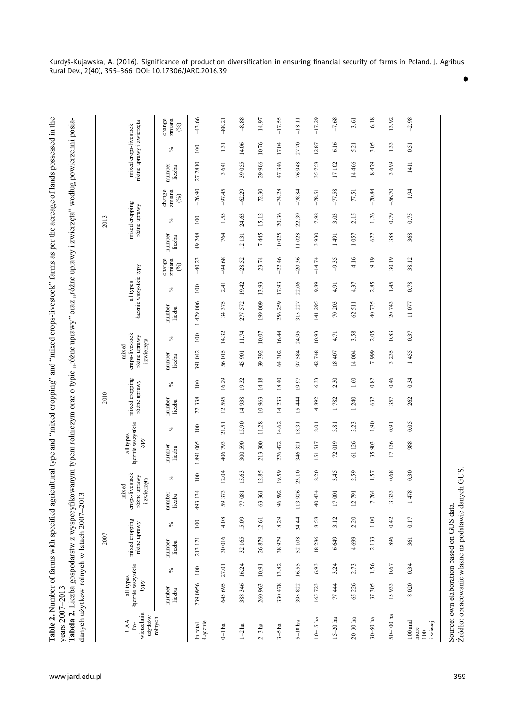**Table 2.** Number of farms with specified agricultural type and "mixed cropping" and "mixed crops-livestock" farms as per the acreage of lands possessed in the years 2007–2013

**Tabela 2.** Liczba gospodarstw z wyspecyfikowanym typem rolniczym oraz o typie „różne uprawy" oraz „różne uprawy i zwierzęta" według powierzchni posiadanych użytków rolnych w latach 2007–2013

| UAA Powierzchnia użytków rolnych | 2007 | | | | | | 2010 | | | | | | 2013 | | | | | | | | |
|---|---|---|---|---|---|---|---|---|---|---|---|---|---|---|---|---|---|---|---|---|---|
| | all types łącznie wszystkie typy | | mixed cropping różne uprawy | | mixed crops-livestock różne uprawy i zwierzęta | | all types łącznie wszystkie typy | | mixed cropping różne uprawy | | mixed crops-livestock różne uprawy i zwierzęta | | all types łącznie wszystkie typy | | | mixed cropping różne uprawy | | | mixed crops-livestock różne uprawy i zwierzęta | | |
| | number liczba | % | number liczba | % | number liczba | % | number liczba | % | number liczba | % | number liczba | % | number liczba | % | change zmiana (%) | number liczba | % | change zmiana (%) | number liczba | % | change zmiana (%) |
| In total Łącznie | 239 0956 | 100 | 213 171 | 100 | 493 134 | 100 | 1 891 065 | 100 | 77 338 | 100 | 391 042 | 100 | 1 429 006 | 100 | –40.23 | 49 248 | 100 | –76.90 | 277810 | 100 | –43.66 |
| 0–1 ha | 645 695 | 27.01 | 30 016 | 14.08 | 59 373 | 12.04 | 406 793 | 21.51 | 12 595 | 16.29 | 56 015 | 14.32 | 34 375 | 2.41 | –94.68 | 764 | 1.55 | –97.45 | 3 641 | 1.31 | –88.21 |
| 1–2 ha | 388 346 | 16.24 | 32 165 | 15.09 | 77 081 | 15.63 | 300 590 | 15.90 | 14 938 | 19.32 | 45 901 | 11.74 | 277 572 | 19.42 | –28.52 | 12 131 | 24.63 | –62.29 | 39 055 | 14.06 | –8.88 |
| 2–3 ha | 260 963 | 10.91 | 26 879 | 12.61 | 63 361 | 12.85 | 213 300 | 11.28 | 10 963 | 14.18 | 39 392 | 10.07 | 199 009 | 13.93 | –23.74 | 7 445 | 15.12 | –72.30 | 29 906 | 10.76 | –14.97 |
| 3–5 ha | 330 478 | 13.82 | 38 979 | 18.29 | 96 592 | 19.59 | 276 472 | 14.62 | 14 233 | 18.40 | 64 302 | 16.44 | 256 259 | 17.93 | –22.46 | 10 025 | 20.36 | –74.28 | 47 346 | 17.04 | –17.55 |
| 5–10 ha | 395 822 | 16.55 | 52 108 | 24.44 | 113 926 | 23.10 | 346 321 | 18.31 | 15 444 | 19.97 | 97 584 | 24.95 | 315 227 | 22.06 | –20.36 | 11 028 | 22,39 | –78.84 | 76 948 | 27.70 | –18.11 |
| 10–15 ha | 165 723 | 6.93 | 18 286 | 8.58 | 40 434 | 8.20 | 151 517 | 8.01 | 4 892 | 6.33 | 42 748 | 10.93 | 141 295 | 9.89 | –14.74 | 3 930 | 7.98 | –78.51 | 35 758 | 12.87 | –17.29 |
| 15–20 ha | 77 444 | 3.24 | 6 649 | 3.12 | 17 001 | 3.45 | 72 019 | 3.81 | 1 782 | 2.30 | 18 407 | 4.71 | 70 203 | 4.91 | –9.35 | 1 491 | 3.03 | –77.58 | 17 102 | 6.16 | –7.68 |
| 20–30 ha | 65 226 | 2.73 | 4 699 | 2.20 | 12 791 | 2.59 | 61 126 | 3.23 | 1 240 | 1.60 | 14 004 | 3.58 | 62 511 | 4.37 | –4.16 | 1 057 | 2.15 | –77.51 | 14 466 | 5.21 | 3.61 |
| 30–50 ha | 37 305 | 1.56 | 2 133 | 1.00 | 7 764 | 1.57 | 35 903 | 1.90 | 632 | 0.82 | 7 999 | 2.05 | 40 735 | 2.85 | 9.19 | 622 | 1.26 | –70.84 | 8 479 | 3.05 | 6.18 |
| 50–100 ha | 15 933 | 0.67 | 896 | 0.42 | 3 333 | 0.68 | 17 136 | 0.91 | 357 | 0.46 | 3 235 | 0.83 | 20 743 | 1.45 | 30.19 | 388 | 0.79 | –56.70 | 3 699 | 1.33 | 13.92 |
| 100 and more 100 i więcej | 8 020 | 0.34 | 361 | 0.17 | 1 478 | 0.30 | 988 | 0.05 | 262 | 0.34 | 1 455 | 0.37 | 11 077 | 0.78 | 38.12 | 368 | 0.75 | 1.94 | 1411 | 0.51 | –2.98 |

Source: own elaboration based on GUS data.
Źródło: opracowanie własne na podstawie danych GUS.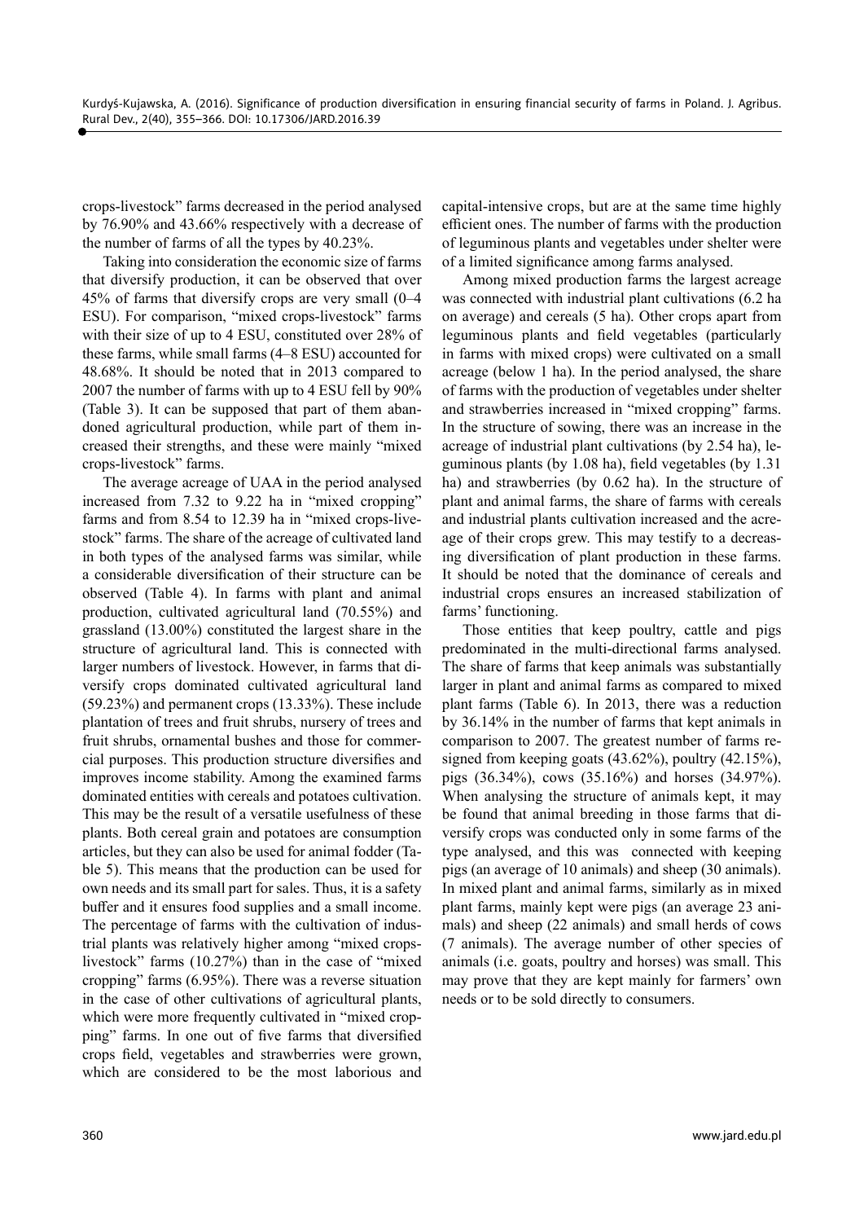crops-livestock" farms decreased in the period analysed by 76.90% and 43.66% respectively with a decrease of the number of farms of all the types by 40.23%.

Taking into consideration the economic size of farms that diversify production, it can be observed that over 45% of farms that diversify crops are very small (0–4 ESU). For comparison, "mixed crops-livestock" farms with their size of up to 4 ESU, constituted over 28% of these farms, while small farms (4–8 ESU) accounted for 48.68%. It should be noted that in 2013 compared to 2007 the number of farms with up to 4 ESU fell by 90% (Table 3). It can be supposed that part of them abandoned agricultural production, while part of them increased their strengths, and these were mainly "mixed crops-livestock" farms.

The average acreage of UAA in the period analysed increased from 7.32 to 9.22 ha in "mixed cropping" farms and from 8.54 to 12.39 ha in "mixed crops-livestock" farms. The share of the acreage of cultivated land in both types of the analysed farms was similar, while a considerable diversification of their structure can be observed (Table 4). In farms with plant and animal production, cultivated agricultural land (70.55%) and grassland (13.00%) constituted the largest share in the structure of agricultural land. This is connected with larger numbers of livestock. However, in farms that diversify crops dominated cultivated agricultural land (59.23%) and permanent crops (13.33%). These include plantation of trees and fruit shrubs, nursery of trees and fruit shrubs, ornamental bushes and those for commercial purposes. This production structure diversifies and improves income stability. Among the examined farms dominated entities with cereals and potatoes cultivation. This may be the result of a versatile usefulness of these plants. Both cereal grain and potatoes are consumption articles, but they can also be used for animal fodder (Table 5). This means that the production can be used for own needs and its small part for sales. Thus, it is a safety buffer and it ensures food supplies and a small income. The percentage of farms with the cultivation of industrial plants was relatively higher among "mixed crops-livestock" farms (10.27%) than in the case of "mixed cropping" farms (6.95%). There was a reverse situation in the case of other cultivations of agricultural plants, which were more frequently cultivated in "mixed cropping" farms. In one out of five farms that diversified crops field, vegetables and strawberries were grown, which are considered to be the most laborious and capital-intensive crops, but are at the same time highly efficient ones. The number of farms with the production of leguminous plants and vegetables under shelter were of a limited significance among farms analysed.

Among mixed production farms the largest acreage was connected with industrial plant cultivations (6.2 ha on average) and cereals (5 ha). Other crops apart from leguminous plants and field vegetables (particularly in farms with mixed crops) were cultivated on a small acreage (below 1 ha). In the period analysed, the share of farms with the production of vegetables under shelter and strawberries increased in "mixed cropping" farms. In the structure of sowing, there was an increase in the acreage of industrial plant cultivations (by 2.54 ha), leguminous plants (by 1.08 ha), field vegetables (by 1.31 ha) and strawberries (by 0.62 ha). In the structure of plant and animal farms, the share of farms with cereals and industrial plants cultivation increased and the acreage of their crops grew. This may testify to a decreasing diversification of plant production in these farms. It should be noted that the dominance of cereals and industrial crops ensures an increased stabilization of farms' functioning.

Those entities that keep poultry, cattle and pigs predominated in the multi-directional farms analysed. The share of farms that keep animals was substantially larger in plant and animal farms as compared to mixed plant farms (Table 6). In 2013, there was a reduction by 36.14% in the number of farms that kept animals in comparison to 2007. The greatest number of farms resigned from keeping goats (43.62%), poultry (42.15%), pigs (36.34%), cows (35.16%) and horses (34.97%). When analysing the structure of animals kept, it may be found that animal breeding in those farms that diversify crops was conducted only in some farms of the type analysed, and this was connected with keeping pigs (an average of 10 animals) and sheep (30 animals). In mixed plant and animal farms, similarly as in mixed plant farms, mainly kept were pigs (an average 23 animals) and sheep (22 animals) and small herds of cows (7 animals). The average number of other species of animals (i.e. goats, poultry and horses) was small. This may prove that they are kept mainly for farmers' own needs or to be sold directly to consumers.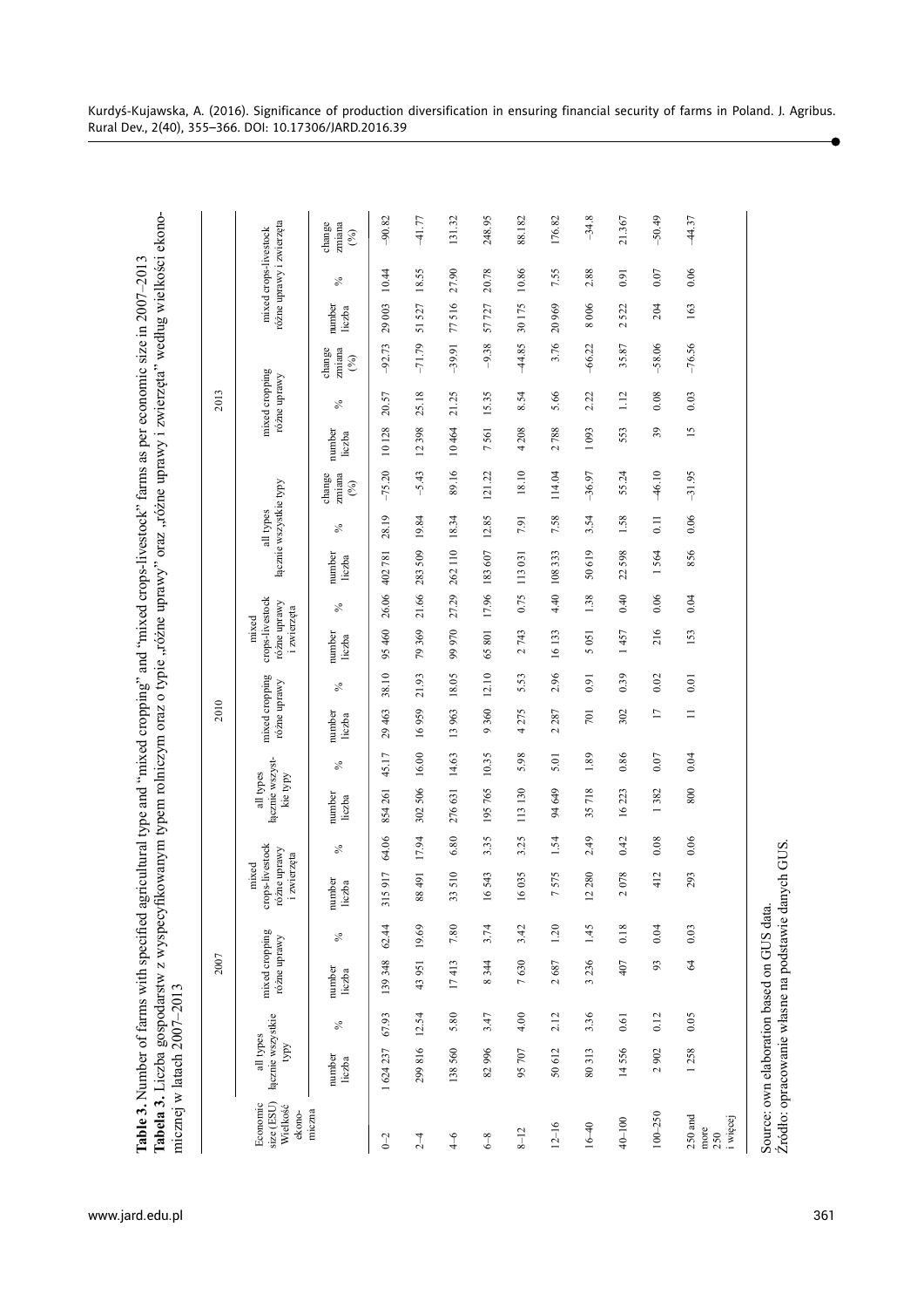**Table 3.** Number of farms with specified agricultural type and "mixed cropping" and "mixed crops-livestock" farms as per economic size in 2007–2013

**Tabela 3.** Liczba gospodarstw z wyspecyfikowanym typem rolniczym oraz o typie „różne uprawy" oraz „różne uprawy i zwierzęta" według wielkości ekonomicznej w latach 2007–2013

| Economic size (ESU) Wielkość ekonomiczna | 2007 | | | | | | 2010 | | | | | | 2013 | | | | | | | | |
|---|---|---|---|---|---|---|---|---|---|---|---|---|---|---|---|---|---|---|---|---|---|
| | all types łącznie wszystkie typy | | mixed cropping różne uprawy | | mixed crops-livestock różne uprawy i zwierzęta | | all types łącznie wszystkie typy | | mixed cropping różne uprawy | | mixed crops-livestock różne uprawy i zwierzęta | | all types łącznie wszystkie typy | | | mixed cropping różne uprawy | | | mixed crops-livestock różne uprawy i zwierzęta | | |
| | number liczba | % | number liczba | % | number liczba | % | number liczba | % | number liczba | % | number liczba | % | number liczba | % | change zmiana (%) | number liczba | % | change zmiana (%) | number liczba | % | change zmiana (%) |
| 0–2 | 1 624 237 | 67.93 | 139 348 | 62.44 | 315 917 | 64.06 | 854 261 | 45.17 | 29 463 | 38.10 | 95 460 | 26.06 | 402 781 | 28.19 | –75.20 | 10 128 | 20.57 | –92.73 | 29 003 | 10.44 | –90.82 |
| 2–4 | 299 816 | 12.54 | 43 951 | 19.69 | 88 491 | 17.94 | 302 506 | 16.00 | 16 959 | 21.93 | 79 369 | 21.66 | 283 509 | 19.84 | –5.43 | 12 398 | 25.18 | –71.79 | 51 527 | 18.55 | –41.77 |
| 4–6 | 138 560 | 5.80 | 17 413 | 7.80 | 33 510 | 6.80 | 276 631 | 14.63 | 13 963 | 18.05 | 99 970 | 27.29 | 262 110 | 18.34 | 89.16 | 10 464 | 21.25 | –39.91 | 77 516 | 27.90 | 131.32 |
| 6–8 | 82 996 | 3.47 | 8 344 | 3.74 | 16 543 | 3.35 | 195 765 | 10.35 | 9 360 | 12.10 | 65 801 | 17.96 | 183 607 | 12.85 | 121.22 | 7 561 | 15.35 | –9.38 | 57 727 | 20.78 | 248.95 |
| 8–12 | 95 707 | 4.00 | 7 630 | 3.42 | 16 035 | 3.25 | 113 130 | 5.98 | 4 275 | 5.53 | 2 743 | 0.75 | 113 031 | 7.91 | 18.10 | 4 208 | 8.54 | –44.85 | 30 175 | 10.86 | 88.182 |
| 12–16 | 50 612 | 2.12 | 2 687 | 1.20 | 7 575 | 1.54 | 94 649 | 5.01 | 2 287 | 2.96 | 16 133 | 4.40 | 108 333 | 7.58 | 114.04 | 2 788 | 5.66 | 3.76 | 20 969 | 7.55 | 176.82 |
| 16–40 | 80 313 | 3.36 | 3 236 | 1.45 | 12 280 | 2.49 | 35 718 | 1.89 | 701 | 0.91 | 5 051 | 1.38 | 50 619 | 3.54 | –36.97 | 1 093 | 2.22 | –66.22 | 8 006 | 2.88 | –34.8 |
| 40–100 | 14 556 | 0.61 | 407 | 0.18 | 2 078 | 0.42 | 16 223 | 0.86 | 302 | 0.39 | 1 457 | 0.40 | 22 598 | 1.58 | 55.24 | 553 | 1.12 | 35.87 | 2 522 | 0.91 | 21.367 |
| 100–250 | 2 902 | 0.12 | 93 | 0.04 | 412 | 0.08 | 1 382 | 0.07 | 17 | 0.02 | 216 | 0.06 | 1 564 | 0.11 | –46.10 | 39 | 0.08 | –58.06 | 204 | 0.07 | –50.49 |
| 250 and more 250 i więcej | 1 258 | 0.05 | 64 | 0.03 | 293 | 0.06 | 800 | 0.04 | 11 | 0.01 | 153 | 0.04 | 856 | 0.06 | –31.95 | 15 | 0.03 | –76.56 | 163 | 0.06 | –44.37 |

Source: own elaboration based on GUS data.
Źródło: opracowanie własne na podstawie danych GUS.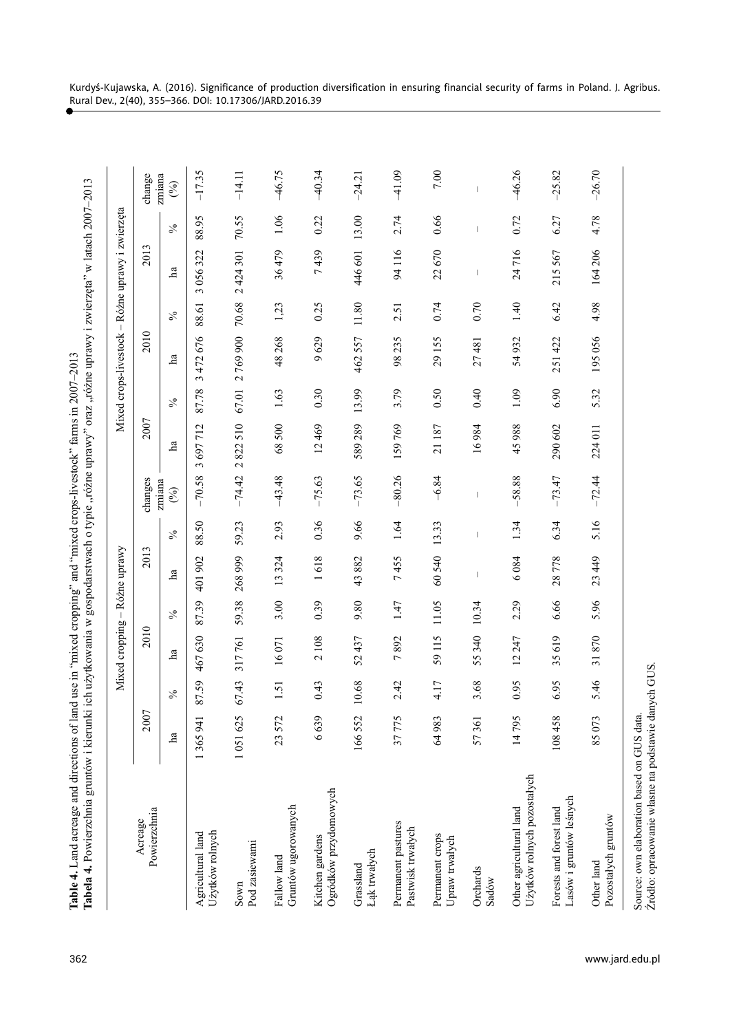**Table 4.** Land acreage and directions of land use in "mixed cropping" and "mixed crops-livestock" farms in 2007–2013

**Tabela 4.** Powierzchnia gruntów i kierunki ich użytkowania w gospodarstwach o typie „różne uprawy" oraz „różne uprawy i zwierzęta" w latach 2007–2013

| Acreage<br>Powierzchnia | Mixed cropping – Różne uprawy | | | | | | | Mixed crops-livestock – Różne uprawy i zwierzęta | | | | | | |
|---|---|---|---|---|---|---|---|---|---|---|---|---|---|---|
| | 2007 | | 2010 | | 2013 | | changes<br>zmiana<br>(%) | 2007 | | 2010 | | 2013 | | change<br>zmiana<br>(%) |
| | ha | % | ha | % | ha | % | | ha | % | ha | % | ha | % | |
| Agricultural land<br>Użytków rolnych | 1 365 941 | 87.59 | 467 630 | 87.39 | 401 902 | 88.50 | –70.58 | 3 697 712 | 87.78 | 3 472 676 | 88.61 | 3 056 322 | 88.95 | –17.35 |
| Sown<br>Pod zasiewami | 1 051 625 | 67.43 | 317 761 | 59.38 | 268 999 | 59.23 | –74.42 | 2 822 510 | 67.01 | 2 769 900 | 70.68 | 2 424 301 | 70.55 | –14.11 |
| Fallow land<br>Gruntów ugorowanych | 23 572 | 1.51 | 16 071 | 3.00 | 13 324 | 2.93 | –43.48 | 68 500 | 1.63 | 48 268 | 1,23 | 36 479 | 1.06 | –46.75 |
| Kitchen gardens<br>Ogródków przydomowych | 6 639 | 0.43 | 2 108 | 0.39 | 1 618 | 0.36 | –75.63 | 12 469 | 0.30 | 9 629 | 0.25 | 7 439 | 0.22 | –40.34 |
| Grassland<br>Łąk trwałych | 166 552 | 10.68 | 52 437 | 9.80 | 43 882 | 9.66 | –73.65 | 589 289 | 13.99 | 462 557 | 11.80 | 446 601 | 13.00 | –24.21 |
| Permanent pastures<br>Pastwisk trwałych | 37 775 | 2.42 | 7 892 | 1.47 | 7 455 | 1.64 | –80.26 | 159 769 | 3.79 | 98 235 | 2.51 | 94 116 | 2.74 | –41.09 |
| Permanent crops<br>Upraw trwałych | 64 983 | 4.17 | 59 115 | 11.05 | 60 540 | 13.33 | –6.84 | 21 187 | 0.50 | 29 155 | 0.74 | 22 670 | 0.66 | 7.00 |
| Orchards<br>Sadów | 57 361 | 3.68 | 55 340 | 10.34 | – | – | – | 16 984 | 0.40 | 27 481 | 0.70 | – | – | – |
| Other agricultural land<br>Użytków rolnych pozostałych | 14 795 | 0.95 | 12 247 | 2.29 | 6 084 | 1.34 | –58.88 | 45 988 | 1.09 | 54 932 | 1.40 | 24 716 | 0.72 | –46.26 |
| Forests and forest land<br>Lasów i gruntów leśnych | 108 458 | 6.95 | 35 619 | 6.66 | 28 778 | 6.34 | –73.47 | 290 602 | 6.90 | 251 422 | 6.42 | 215 567 | 6.27 | –25.82 |
| Other land<br>Pozostałych gruntów | 85 073 | 5.46 | 31 870 | 5.96 | 23 449 | 5.16 | –72.44 | 224 011 | 5.32 | 195 056 | 4.98 | 164 206 | 4.78 | –26.70 |

Source: own elaboration based on GUS data.
Źródło: opracowanie własne na podstawie danych GUS.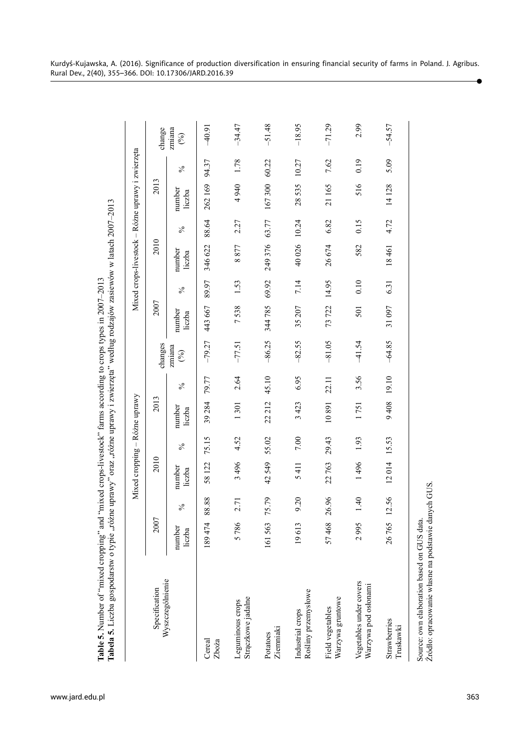**Table 5.** Number of "mixed cropping" and "mixed crops-livestock" farms according to crops types in 2007–2013
**Tabela 5.** Liczba gospodarstw o typie „różne uprawy" oraz „różne uprawy i zwierzęta" według rodzajów zasiewów w latach 2007–2013

| Specification<br>Wyszczególnienie | Mixed cropping – Różne uprawy | | | | | | | Mixed crops-livestock – Różne uprawy i zwierzęta | | | | | | |
|---|---|---|---|---|---|---|---|---|---|---|---|---|---|---|
| | 2007 | | 2010 | | 2013 | | changes<br>zmiana<br>(%) | 2007 | | 2010 | | 2013 | | change<br>zmiana<br>(%) |
| | number<br>liczba | % | number<br>liczba | % | number<br>liczba | % | | number<br>liczba | % | number<br>liczba | % | number<br>liczba | % | |
| Cereal<br>Zboża | 189 474 | 88.88 | 58 122 | 75.15 | 39 284 | 79.77 | –79.27 | 443 667 | 89.97 | 346 622 | 88.64 | 262 169 | 94.37 | –40.91 |
| Leguminous crops<br>Strączkowe jadalne | 5 786 | 2.71 | 3 496 | 4.52 | 1 301 | 2.64 | –77.51 | 7 538 | 1.53 | 8 877 | 2.27 | 4 940 | 1.78 | –34.47 |
| Potatoes<br>Ziemniaki | 161 563 | 75.79 | 42 549 | 55.02 | 22 212 | 45.10 | –86.25 | 344 785 | 69.92 | 249 376 | 63.77 | 167 300 | 60.22 | –51.48 |
| Industrial crops<br>Rośliny przemysłowe | 19 613 | 9.20 | 5 411 | 7.00 | 3 423 | 6.95 | –82.55 | 35 207 | 7.14 | 40 026 | 10.24 | 28 535 | 10.27 | –18.95 |
| Field vegetables<br>Warzywa gruntowe | 57 468 | 26.96 | 22 763 | 29.43 | 10 891 | 22.11 | –81.05 | 73 722 | 14.95 | 26 674 | 6.82 | 21 165 | 7.62 | –71.29 |
| Vegetables under covers<br>Warzywa pod osłonami | 2 995 | 1.40 | 1 496 | 1.93 | 1 751 | 3.56 | –41.54 | 501 | 0.10 | 582 | 0.15 | 516 | 0.19 | 2.99 |
| Strawberries<br>Truskawki | 26 765 | 12.56 | 12 014 | 15.53 | 9 408 | 19.10 | –64.85 | 31 097 | 6.31 | 18 461 | 4.72 | 14 128 | 5.09 | –54.57 |

Source: own elaboration based on GUS data.
Źródło: opracowanie własne na podstawie danych GUS.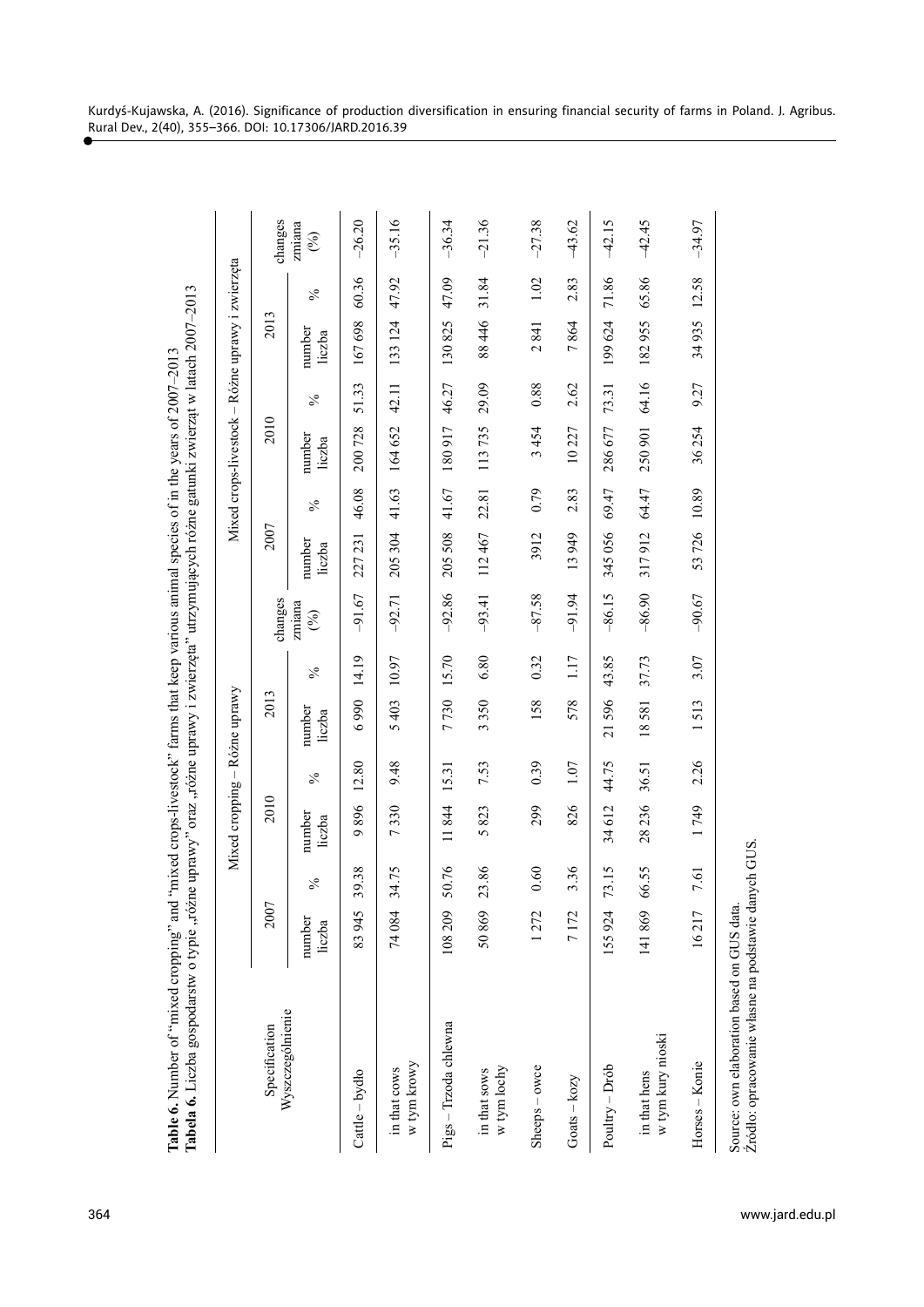**Table 6.** Number of "mixed cropping" and "mixed crops-livestock" farms that keep various animal species of in the years of 2007–2013
**Tabela 6.** Liczba gospodarstw o typie „różne uprawy" oraz „różne uprawy i zwierzęta" utrzymujących różne gatunki zwierząt w latach 2007–2013

| Specification Wyszczególnienie | Mixed cropping – Różne uprawy | | | | | | | Mixed crops-livestock – Różne uprawy i zwierzęta | | | | | | |
|---|---|---|---|---|---|---|---|---|---|---|---|---|---|---|
| | 2007 | | 2010 | | 2013 | | changes zmiana (%) | 2007 | | 2010 | | 2013 | | changes zmiana (%) |
| | number liczba | % | number liczba | % | number liczba | % | | number liczba | % | number liczba | % | number liczba | % | |
| Cattle – bydło | 83 945 | 39.38 | 9 896 | 12.80 | 6 990 | 14.19 | –91.67 | 227 231 | 46.08 | 200 728 | 51.33 | 167 698 | 60.36 | –26.20 |
| in that cows w tym krowy | 74 084 | 34.75 | 7 330 | 9.48 | 5 403 | 10.97 | –92.71 | 205 304 | 41.63 | 164 652 | 42.11 | 133 124 | 47.92 | –35.16 |
| Pigs – Trzoda chlewna | 108 209 | 50.76 | 11 844 | 15.31 | 7 730 | 15.70 | –92.86 | 205 508 | 41.67 | 180 917 | 46.27 | 130 825 | 47.09 | –36.34 |
| in that sows w tym lochy | 50 869 | 23.86 | 5 823 | 7.53 | 3 350 | 6.80 | –93.41 | 112 467 | 22.81 | 113 735 | 29.09 | 88 446 | 31.84 | –21.36 |
| Sheeps – owce | 1 272 | 0.60 | 299 | 0.39 | 158 | 0.32 | –87.58 | 3912 | 0.79 | 3 454 | 0.88 | 2 841 | 1.02 | –27.38 |
| Goats – kozy | 7 172 | 3.36 | 826 | 1.07 | 578 | 1.17 | –91.94 | 13 949 | 2.83 | 10 227 | 2.62 | 7 864 | 2.83 | –43.62 |
| Poultry – Drób | 155 924 | 73.15 | 34 612 | 44.75 | 21 596 | 43.85 | –86.15 | 345 056 | 69.47 | 286 677 | 73.31 | 199 624 | 71.86 | –42.15 |
| in that hens w tym kury nioski | 141 869 | 66.55 | 28 236 | 36.51 | 18 581 | 37.73 | –86.90 | 317 912 | 64.47 | 250 901 | 64.16 | 182 955 | 65.86 | –42.45 |
| Horses – Konie | 16 217 | 7.61 | 1 749 | 2.26 | 1 513 | 3.07 | –90.67 | 53 726 | 10.89 | 36 254 | 9.27 | 34 935 | 12.58 | –34.97 |

Source: own elaboration based on GUS data.
Źródło: opracowanie własne na podstawie danych GUS.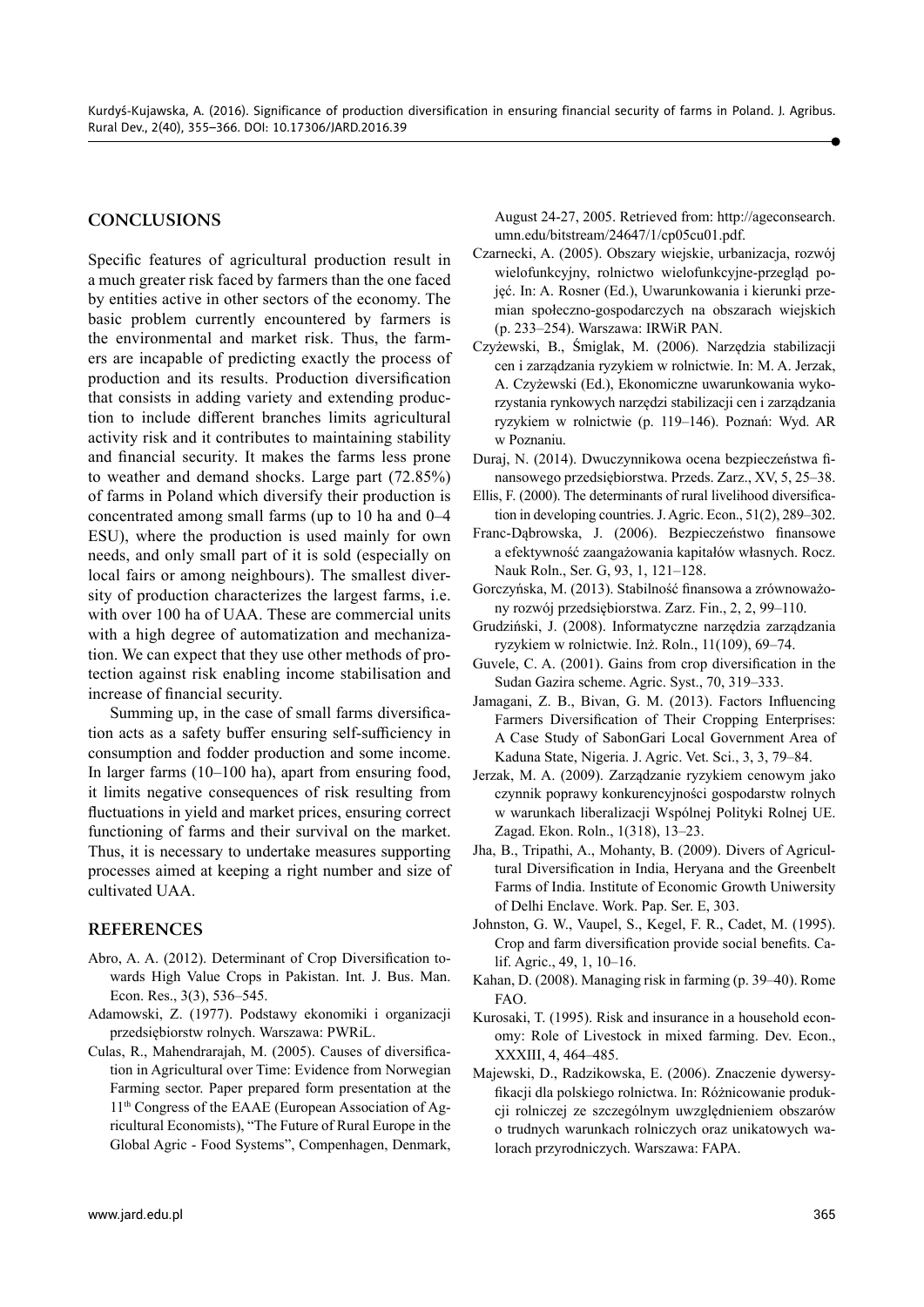## CONCLUSIONS

Specific features of agricultural production result in a much greater risk faced by farmers than the one faced by entities active in other sectors of the economy. The basic problem currently encountered by farmers is the environmental and market risk. Thus, the farmers are incapable of predicting exactly the process of production and its results. Production diversification that consists in adding variety and extending production to include different branches limits agricultural activity risk and it contributes to maintaining stability and financial security. It makes the farms less prone to weather and demand shocks. Large part (72.85%) of farms in Poland which diversify their production is concentrated among small farms (up to 10 ha and 0–4 ESU), where the production is used mainly for own needs, and only small part of it is sold (especially on local fairs or among neighbours). The smallest diversity of production characterizes the largest farms, i.e. with over 100 ha of UAA. These are commercial units with a high degree of automatization and mechanization. We can expect that they use other methods of protection against risk enabling income stabilisation and increase of financial security.

Summing up, in the case of small farms diversification acts as a safety buffer ensuring self-sufficiency in consumption and fodder production and some income. In larger farms (10–100 ha), apart from ensuring food, it limits negative consequences of risk resulting from fluctuations in yield and market prices, ensuring correct functioning of farms and their survival on the market. Thus, it is necessary to undertake measures supporting processes aimed at keeping a right number and size of cultivated UAA.

## REFERENCES

Abro, A. A. (2012). Determinant of Crop Diversification towards High Value Crops in Pakistan. Int. J. Bus. Man. Econ. Res., 3(3), 536–545.

Adamowski, Z. (1977). Podstawy ekonomiki i organizacji przedsiębiorstw rolnych. Warszawa: PWRiL.

Culas, R., Mahendrarajah, M. (2005). Causes of diversification in Agricultural over Time: Evidence from Norwegian Farming sector. Paper prepared form presentation at the 11th Congress of the EAAE (European Association of Agricultural Economists), "The Future of Rural Europe in the Global Agric - Food Systems", Compenhagen, Denmark, August 24-27, 2005. Retrieved from: http://ageconsearch.umn.edu/bitstream/24647/1/cp05cu01.pdf.

Czarnecki, A. (2005). Obszary wiejskie, urbanizacja, rozwój wielofunkcyjny, rolnictwo wielofunkcyjne-przegląd pojęć. In: A. Rosner (Ed.), Uwarunkowania i kierunki przemian społeczno-gospodarczych na obszarach wiejskich (p. 233–254). Warszawa: IRWiR PAN.

Czyżewski, B., Śmiglak, M. (2006). Narzędzia stabilizacji cen i zarządzania ryzykiem w rolnictwie. In: M. A. Jerzak, A. Czyżewski (Ed.), Ekonomiczne uwarunkowania wykorzystania rynkowych narzędzi stabilizacji cen i zarządzania ryzykiem w rolnictwie (p. 119–146). Poznań: Wyd. AR w Poznaniu.

Duraj, N. (2014). Dwuczynnikowa ocena bezpieczeństwa finansowego przedsiębiorstwa. Przeds. Zarz., XV, 5, 25–38.

Ellis, F. (2000). The determinants of rural livelihood diversification in developing countries. J. Agric. Econ., 51(2), 289–302.

Franc-Dąbrowska, J. (2006). Bezpieczeństwo finansowe a efektywność zaangażowania kapitałów własnych. Rocz. Nauk Roln., Ser. G, 93, 1, 121–128.

Gorczyńska, M. (2013). Stabilność finansowa a zrównoważony rozwój przedsiębiorstwa. Zarz. Fin., 2, 2, 99–110.

Grudziński, J. (2008). Informatyczne narzędzia zarządzania ryzykiem w rolnictwie. Inż. Roln., 11(109), 69–74.

Guvele, C. A. (2001). Gains from crop diversification in the Sudan Gazira scheme. Agric. Syst., 70, 319–333.

Jamagani, Z. B., Bivan, G. M. (2013). Factors Influencing Farmers Diversification of Their Cropping Enterprises: A Case Study of SabonGari Local Government Area of Kaduna State, Nigeria. J. Agric. Vet. Sci., 3, 3, 79–84.

Jerzak, M. A. (2009). Zarządzanie ryzykiem cenowym jako czynnik poprawy konkurencyjności gospodarstw rolnych w warunkach liberalizacji Wspólnej Polityki Rolnej UE. Zagad. Ekon. Roln., 1(318), 13–23.

Jha, B., Tripathi, A., Mohanty, B. (2009). Divers of Agricultural Diversification in India, Heryana and the Greenbelt Farms of India. Institute of Economic Growth Uniwersity of Delhi Enclave. Work. Pap. Ser. E, 303.

Johnston, G. W., Vaupel, S., Kegel, F. R., Cadet, M. (1995). Crop and farm diversification provide social benefits. Calif. Agric., 49, 1, 10–16.

Kahan, D. (2008). Managing risk in farming (p. 39–40). Rome FAO.

Kurosaki, T. (1995). Risk and insurance in a household economy: Role of Livestock in mixed farming. Dev. Econ., XXXIII, 4, 464–485.

Majewski, D., Radzikowska, E. (2006). Znaczenie dywersyfikacji dla polskiego rolnictwa. In: Różnicowanie produkcji rolniczej ze szczególnym uwzględnieniem obszarów o trudnych warunkach rolniczych oraz unikatowych walorach przyrodniczych. Warszawa: FAPA.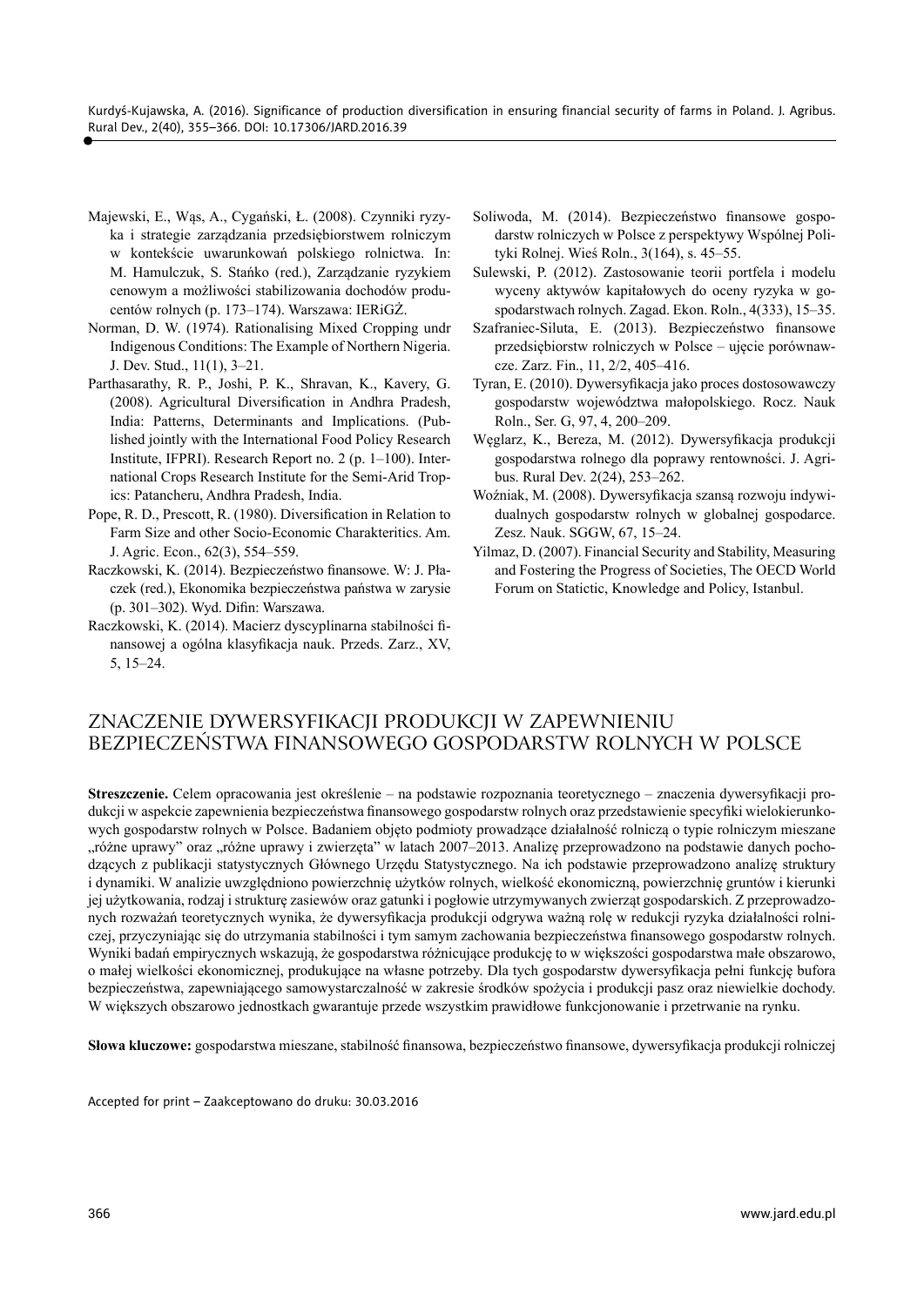Majewski, E., Wąs, A., Cygański, Ł. (2008). Czynniki ryzyka i strategie zarządzania przedsiębiorstwem rolniczym w kontekście uwarunkowań polskiego rolnictwa. In: M. Hamulczuk, S. Stańko (red.), Zarządzanie ryzykiem cenowym a możliwości stabilizowania dochodów producentów rolnych (p. 173–174). Warszawa: IERiGŻ.

Norman, D. W. (1974). Rationalising Mixed Cropping undr Indigenous Conditions: The Example of Northern Nigeria. J. Dev. Stud., 11(1), 3–21.

Parthasarathy, R. P., Joshi, P. K., Shravan, K., Kavery, G. (2008). Agricultural Diversification in Andhra Pradesh, India: Patterns, Determinants and Implications. (Published jointly with the International Food Policy Research Institute, IFPRI). Research Report no. 2 (p. 1–100). International Crops Research Institute for the Semi-Arid Tropics: Patancheru, Andhra Pradesh, India.

Pope, R. D., Prescott, R. (1980). Diversification in Relation to Farm Size and other Socio-Economic Charakteritics. Am. J. Agric. Econ., 62(3), 554–559.

Raczkowski, K. (2014). Bezpieczeństwo finansowe. W: J. Płaczek (red.), Ekonomika bezpieczeństwa państwa w zarysie (p. 301–302). Wyd. Difin: Warszawa.

Raczkowski, K. (2014). Macierz dyscyplinarna stabilności finansowej a ogólna klasyfikacja nauk. Przeds. Zarz., XV, 5, 15–24.

Soliwoda, M. (2014). Bezpieczeństwo finansowe gospodarstw rolniczych w Polsce z perspektywy Wspólnej Polityki Rolnej. Wieś Roln., 3(164), s. 45–55.

Sulewski, P. (2012). Zastosowanie teorii portfela i modelu wyceny aktywów kapitałowych do oceny ryzyka w gospodarstwach rolnych. Zagad. Ekon. Roln., 4(333), 15–35.

Szafraniec-Siluta, E. (2013). Bezpieczeństwo finansowe przedsiębiorstw rolniczych w Polsce – ujęcie porównawcze. Zarz. Fin., 11, 2/2, 405–416.

Tyran, E. (2010). Dywersyfikacja jako proces dostosowawczy gospodarstw województwa małopolskiego. Rocz. Nauk Roln., Ser. G, 97, 4, 200–209.

Węglarz, K., Bereza, M. (2012). Dywersyfikacja produkcji gospodarstwa rolnego dla poprawy rentowności. J. Agribus. Rural Dev. 2(24), 253–262.

Woźniak, M. (2008). Dywersyfikacja szansą rozwoju indywidualnych gospodarstw rolnych w globalnej gospodarce. Zesz. Nauk. SGGW, 67, 15–24.

Yilmaz, D. (2007). Financial Security and Stability, Measuring and Fostering the Progress of Societies, The OECD World Forum on Statictic, Knowledge and Policy, Istanbul.

## ZNACZENIE DYWERSYFIKACJI PRODUKCJI W ZAPEWNIENIU BEZPIECZEŃSTWA FINANSOWEGO GOSPODARSTW ROLNYCH W POLSCE

**Streszczenie.** Celem opracowania jest określenie – na podstawie rozpoznania teoretycznego – znaczenia dywersyfikacji produkcji w aspekcie zapewnienia bezpieczeństwa finansowego gospodarstw rolnych oraz przedstawienie specyfiki wielokierunkowych gospodarstw rolnych w Polsce. Badaniem objęto podmioty prowadzące działalność rolniczą o typie rolniczym mieszane „różne uprawy" oraz „różne uprawy i zwierzęta" w latach 2007–2013. Analizę przeprowadzono na podstawie danych pochodzących z publikacji statystycznych Głównego Urzędu Statystycznego. Na ich podstawie przeprowadzono analizę struktury i dynamiki. W analizie uwzględniono powierzchnię użytków rolnych, wielkość ekonomiczną, powierzchnię gruntów i kierunki jej użytkowania, rodzaj i strukturę zasiewów oraz gatunki i pogłowie utrzymywanych zwierząt gospodarskich. Z przeprowadzonych rozważań teoretycznych wynika, że dywersyfikacja produkcji odgrywa ważną rolę w redukcji ryzyka działalności rolniczej, przyczyniając się do utrzymania stabilności i tym samym zachowania bezpieczeństwa finansowego gospodarstw rolnych. Wyniki badań empirycznych wskazują, że gospodarstwa różnicujące produkcję to w większości gospodarstwa małe obszarowo, o małej wielkości ekonomicznej, produkujące na własne potrzeby. Dla tych gospodarstw dywersyfikacja pełni funkcję bufora bezpieczeństwa, zapewniającego samowystarczalność w zakresie środków spożycia i produkcji pasz oraz niewielkie dochody. W większych obszarowo jednostkach gwarantuje przede wszystkim prawidłowe funkcjonowanie i przetrwanie na rynku.

**Słowa kluczowe:** gospodarstwa mieszane, stabilność finansowa, bezpieczeństwo finansowe, dywersyfikacja produkcji rolniczej

Accepted for print – Zaakceptowano do druku: 30.03.2016